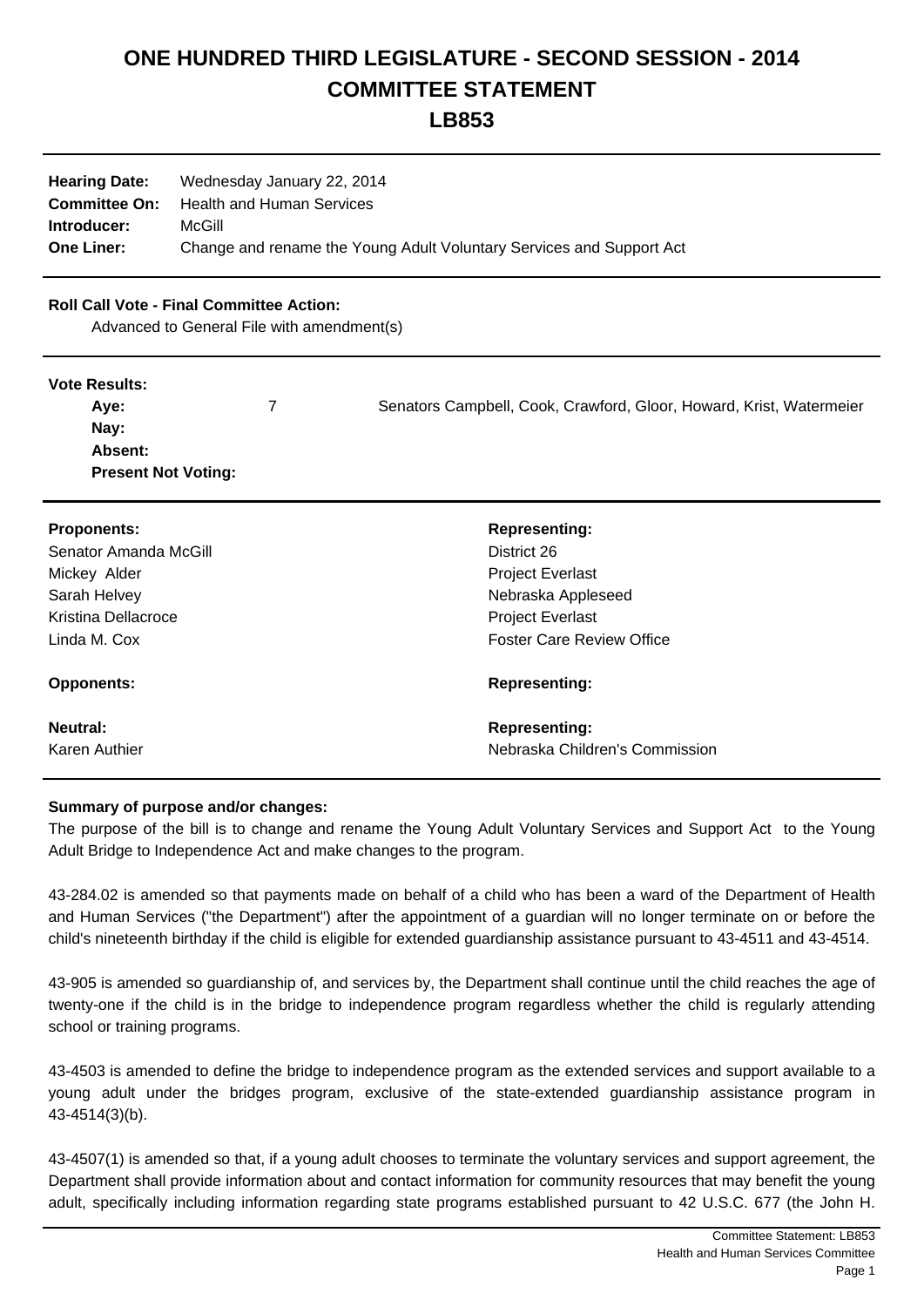# ONE HUNDRED THIRD LEGISLATURE - SECOND SESSION - 2014
# COMMITTEE STATEMENT
# LB853

| | |
|---|---|
| **Hearing Date:** | Wednesday January 22, 2014 |
| **Committee On:** | Health and Human Services |
| **Introducer:** | McGill |
| **One Liner:** | Change and rename the Young Adult Voluntary Services and Support Act |

**Roll Call Vote - Final Committee Action:**

Advanced to General File with amendment(s)

**Vote Results:**

| | | |
|---|---|---|
| **Aye:** | 7 | Senators Campbell, Cook, Crawford, Gloor, Howard, Krist, Watermeier |
| **Nay:** | | |
| **Absent:** | | |
| **Present Not Voting:** | | |

| **Proponents:** | **Representing:** |
|---|---|
| Senator Amanda McGill | District 26 |
| Mickey Alder | Project Everlast |
| Sarah Helvey | Nebraska Appleseed |
| Kristina Dellacroce | Project Everlast |
| Linda M. Cox | Foster Care Review Office |

| **Opponents:** | **Representing:** |
|---|---|

| **Neutral:** | **Representing:** |
|---|---|
| Karen Authier | Nebraska Children's Commission |

**Summary of purpose and/or changes:**

The purpose of the bill is to change and rename the Young Adult Voluntary Services and Support Act to the Young Adult Bridge to Independence Act and make changes to the program.

43-284.02 is amended so that payments made on behalf of a child who has been a ward of the Department of Health and Human Services ("the Department") after the appointment of a guardian will no longer terminate on or before the child's nineteenth birthday if the child is eligible for extended guardianship assistance pursuant to 43-4511 and 43-4514.

43-905 is amended so guardianship of, and services by, the Department shall continue until the child reaches the age of twenty-one if the child is in the bridge to independence program regardless whether the child is regularly attending school or training programs.

43-4503 is amended to define the bridge to independence program as the extended services and support available to a young adult under the bridges program, exclusive of the state-extended guardianship assistance program in 43-4514(3)(b).

43-4507(1) is amended so that, if a young adult chooses to terminate the voluntary services and support agreement, the Department shall provide information about and contact information for community resources that may benefit the young adult, specifically including information regarding state programs established pursuant to 42 U.S.C. 677 (the John H.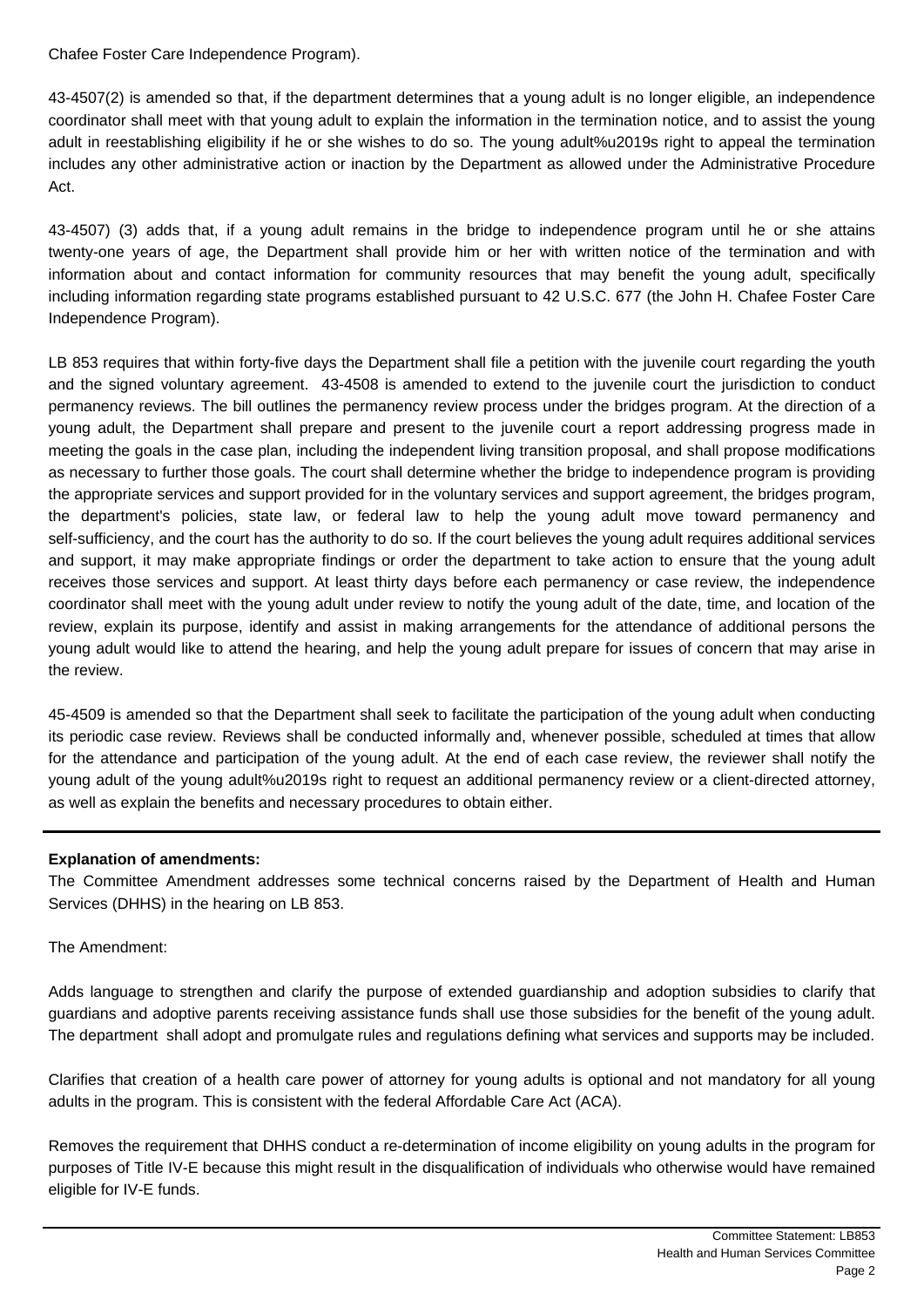Chafee Foster Care Independence Program).

43-4507(2) is amended so that, if the department determines that a young adult is no longer eligible, an independence coordinator shall meet with that young adult to explain the information in the termination notice, and to assist the young adult in reestablishing eligibility if he or she wishes to do so. The young adult%u2019s right to appeal the termination includes any other administrative action or inaction by the Department as allowed under the Administrative Procedure Act.

43-4507) (3) adds that, if a young adult remains in the bridge to independence program until he or she attains twenty-one years of age, the Department shall provide him or her with written notice of the termination and with information about and contact information for community resources that may benefit the young adult, specifically including information regarding state programs established pursuant to 42 U.S.C. 677 (the John H. Chafee Foster Care Independence Program).

LB 853 requires that within forty-five days the Department shall file a petition with the juvenile court regarding the youth and the signed voluntary agreement. 43-4508 is amended to extend to the juvenile court the jurisdiction to conduct permanency reviews. The bill outlines the permanency review process under the bridges program. At the direction of a young adult, the Department shall prepare and present to the juvenile court a report addressing progress made in meeting the goals in the case plan, including the independent living transition proposal, and shall propose modifications as necessary to further those goals. The court shall determine whether the bridge to independence program is providing the appropriate services and support provided for in the voluntary services and support agreement, the bridges program, the department's policies, state law, or federal law to help the young adult move toward permanency and self-sufficiency, and the court has the authority to do so. If the court believes the young adult requires additional services and support, it may make appropriate findings or order the department to take action to ensure that the young adult receives those services and support. At least thirty days before each permanency or case review, the independence coordinator shall meet with the young adult under review to notify the young adult of the date, time, and location of the review, explain its purpose, identify and assist in making arrangements for the attendance of additional persons the young adult would like to attend the hearing, and help the young adult prepare for issues of concern that may arise in the review.

45-4509 is amended so that the Department shall seek to facilitate the participation of the young adult when conducting its periodic case review. Reviews shall be conducted informally and, whenever possible, scheduled at times that allow for the attendance and participation of the young adult. At the end of each case review, the reviewer shall notify the young adult of the young adult%u2019s right to request an additional permanency review or a client-directed attorney, as well as explain the benefits and necessary procedures to obtain either.

---

**Explanation of amendments:**

The Committee Amendment addresses some technical concerns raised by the Department of Health and Human Services (DHHS) in the hearing on LB 853.

The Amendment:

Adds language to strengthen and clarify the purpose of extended guardianship and adoption subsidies to clarify that guardians and adoptive parents receiving assistance funds shall use those subsidies for the benefit of the young adult. The department shall adopt and promulgate rules and regulations defining what services and supports may be included.

Clarifies that creation of a health care power of attorney for young adults is optional and not mandatory for all young adults in the program. This is consistent with the federal Affordable Care Act (ACA).

Removes the requirement that DHHS conduct a re-determination of income eligibility on young adults in the program for purposes of Title IV-E because this might result in the disqualification of individuals who otherwise would have remained eligible for IV-E funds.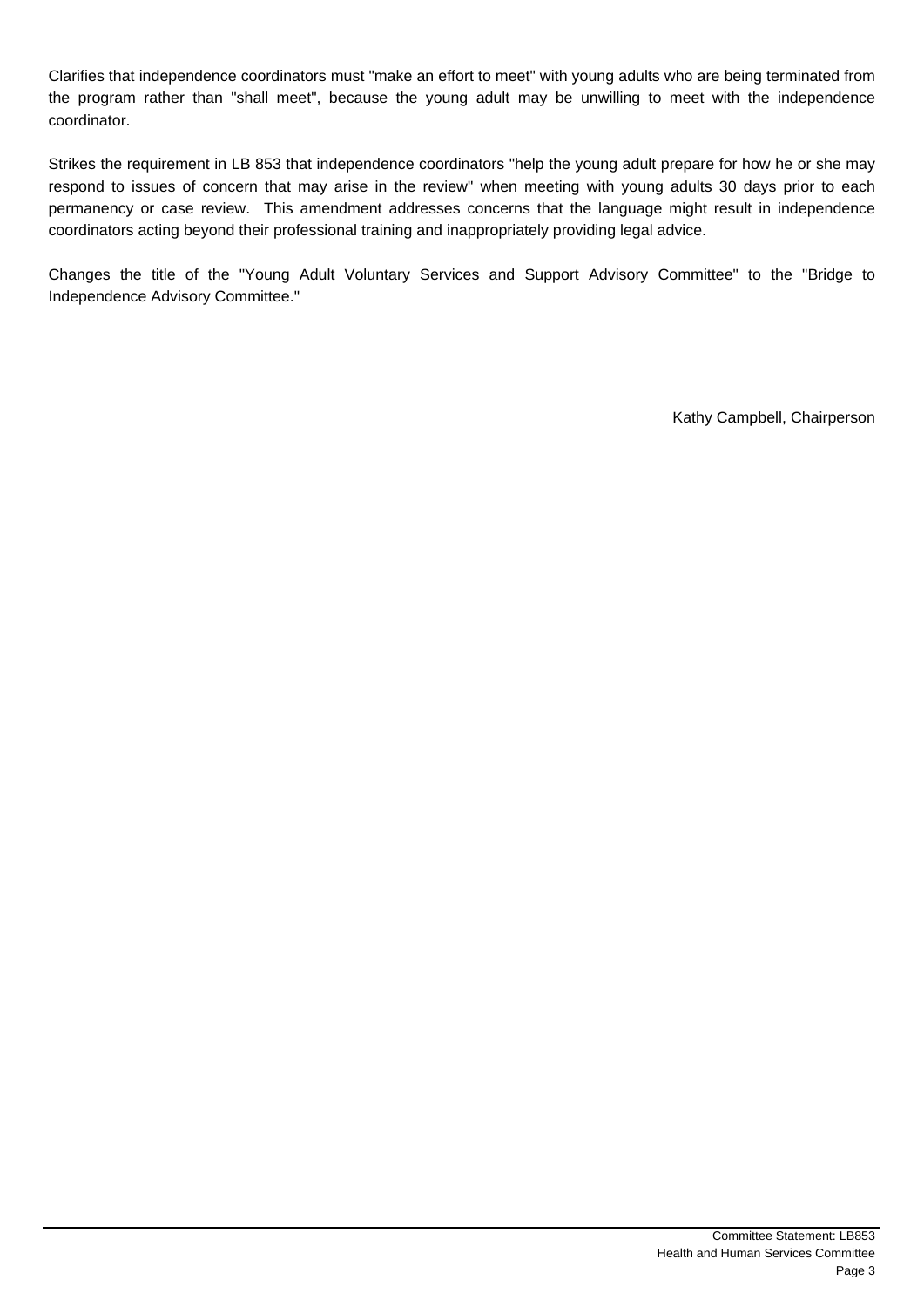Clarifies that independence coordinators must "make an effort to meet" with young adults who are being terminated from the program rather than "shall meet", because the young adult may be unwilling to meet with the independence coordinator.

Strikes the requirement in LB 853 that independence coordinators "help the young adult prepare for how he or she may respond to issues of concern that may arise in the review" when meeting with young adults 30 days prior to each permanency or case review. This amendment addresses concerns that the language might result in independence coordinators acting beyond their professional training and inappropriately providing legal advice.

Changes the title of the "Young Adult Voluntary Services and Support Advisory Committee" to the "Bridge to Independence Advisory Committee."

Kathy Campbell, Chairperson